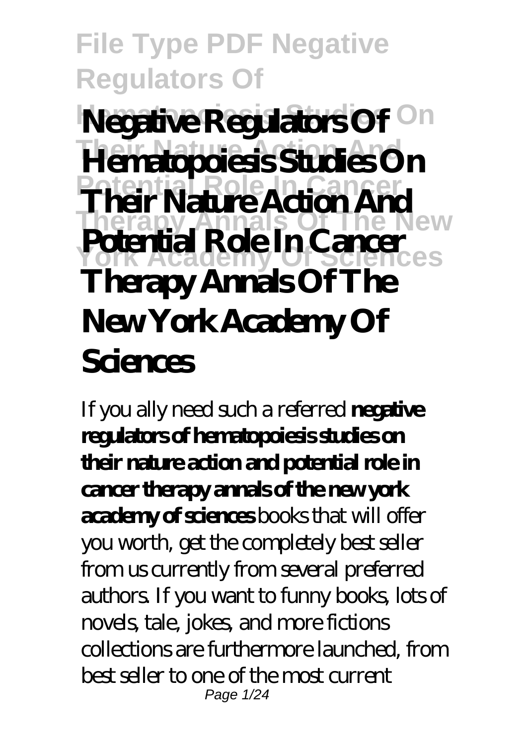# File Type PDF Negative Regulators Of

# Negative Regulators Of Hematopoiesis Studies On Their Nature Action And Potential Role In Cancer Therapy Annals Of The New York Academy Of Sciences

If you ally need such a referred **negative regulators of hematopoiesis studies on their nature action and potential role in cancer therapy annals of the new york academy of sciences** books that will offer you worth, get the completely best seller from us currently from several preferred authors. If you want to funny books, lots of novels, tale, jokes, and more fictions collections are furthermore launched, from best seller to one of the most current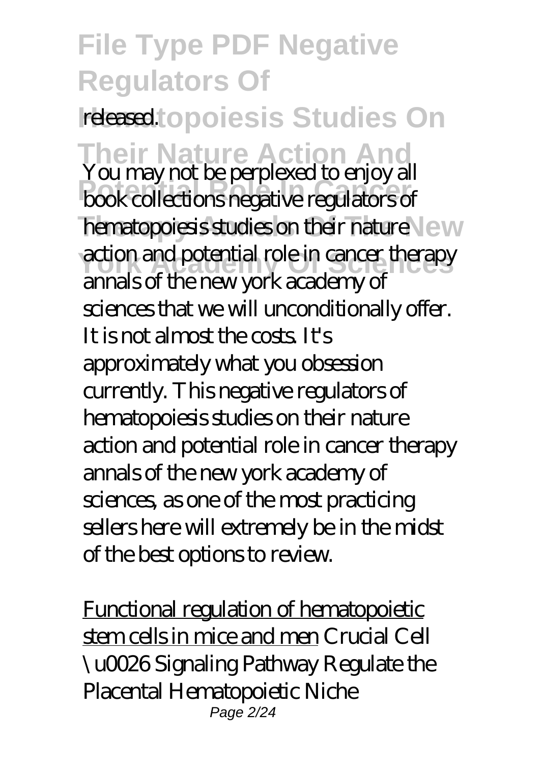released.

You may not be perplexed to enjoy all book collections negative regulators of hematopoiesis studies on their nature action and potential role in cancer therapy annals of the new york academy of sciences that we will unconditionally offer. It is not almost the costs. It's approximately what you obsession currently. This negative regulators of hematopoiesis studies on their nature action and potential role in cancer therapy annals of the new york academy of sciences, as one of the most practicing sellers here will extremely be in the midst of the best options to review.

Functional regulation of hematopoietic stem cells in mice and men *Crucial Cell \u0026 Signaling Pathway Regulate the Placental Hematopoietic Niche*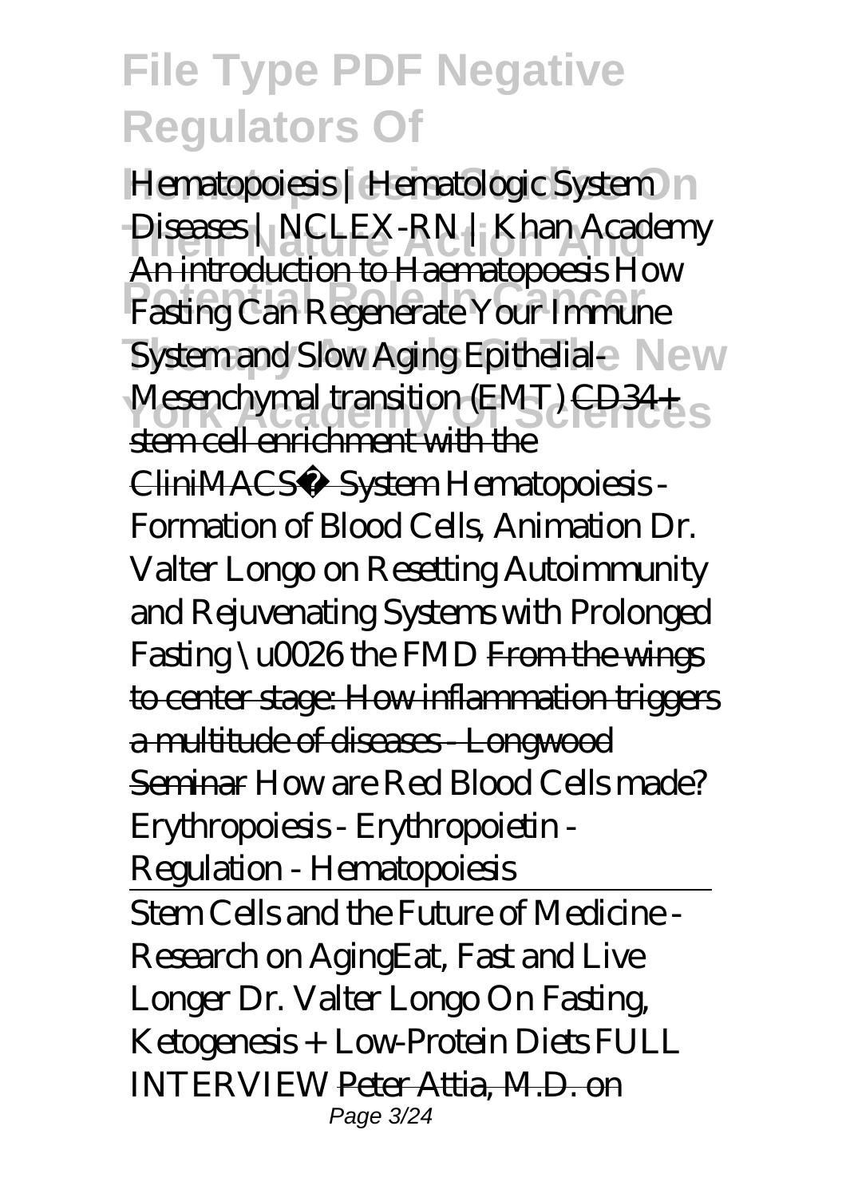*Hematopoiesis | Hematologic System Diseases | NCLEX-RN | Khan Academy* An introduction to Haematopoesis *How Fasting Can Regenerate Your Immune System and Slow Aging* *Epithelial-Mesenchymal transition (EMT)* CD34+ stem cell enrichment with the CliniMACS® System *Hematopoiesis - Formation of Blood Cells, Animation* *Dr. Valter Longo on Resetting Autoimmunity and Rejuvenating Systems with Prolonged Fasting \u0026 the FMD* From the wings to center stage: How inflammation triggers a multitude of diseases - Longwood Seminar *How are Red Blood Cells made? Erythropoiesis - Erythropoietin - Regulation - Hematopoiesis*

Stem Cells and the Future of Medicine - Research on Aging*Eat, Fast and Live Longer* *Dr. Valter Longo On Fasting, Ketogenesis + Low-Protein Diets FULL INTERVIEW* Peter Attia, M.D. on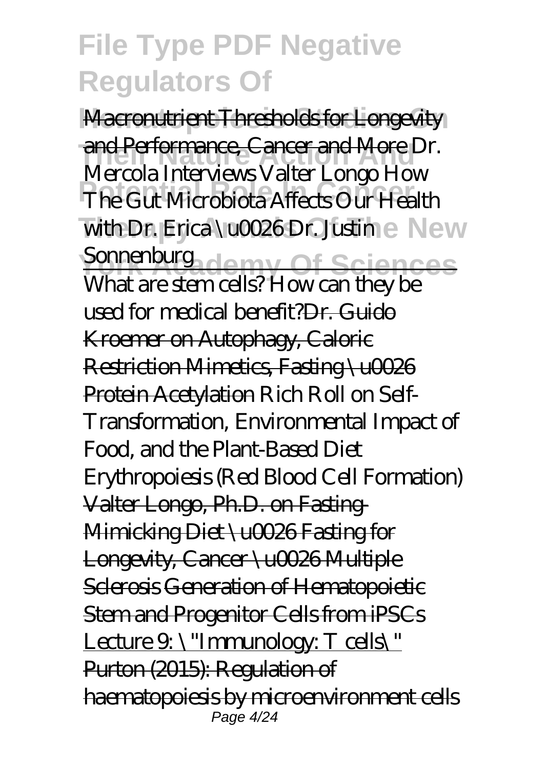Macronutrient Thresholds for Longevity and Performance, Cancer and More Dr. Mercola Interviews Valter Longo How The Gut Microbiota Affects Our Health with Dr. Erica \u0026 Dr. Justin Sonnenburg

What are stem cells? How can they be used for medical benefit?Dr. Guido Kroemer on Autophagy, Caloric Restriction Mimetics, Fasting \u0026 Protein Acetylation Rich Roll on Self-Transformation, Environmental Impact of Food, and the Plant-Based Diet Erythropoiesis (Red Blood Cell Formation) Valter Longo, Ph.D. on Fasting-Mimicking Diet \u0026 Fasting for Longevity, Cancer \u0026 Multiple Sclerosis Generation of Hematopoietic Stem and Progenitor Cells from iPSCs Lecture 9: \"Immunology: T cells\" Purton (2015): Regulation of haematopoiesis by microenvironment cells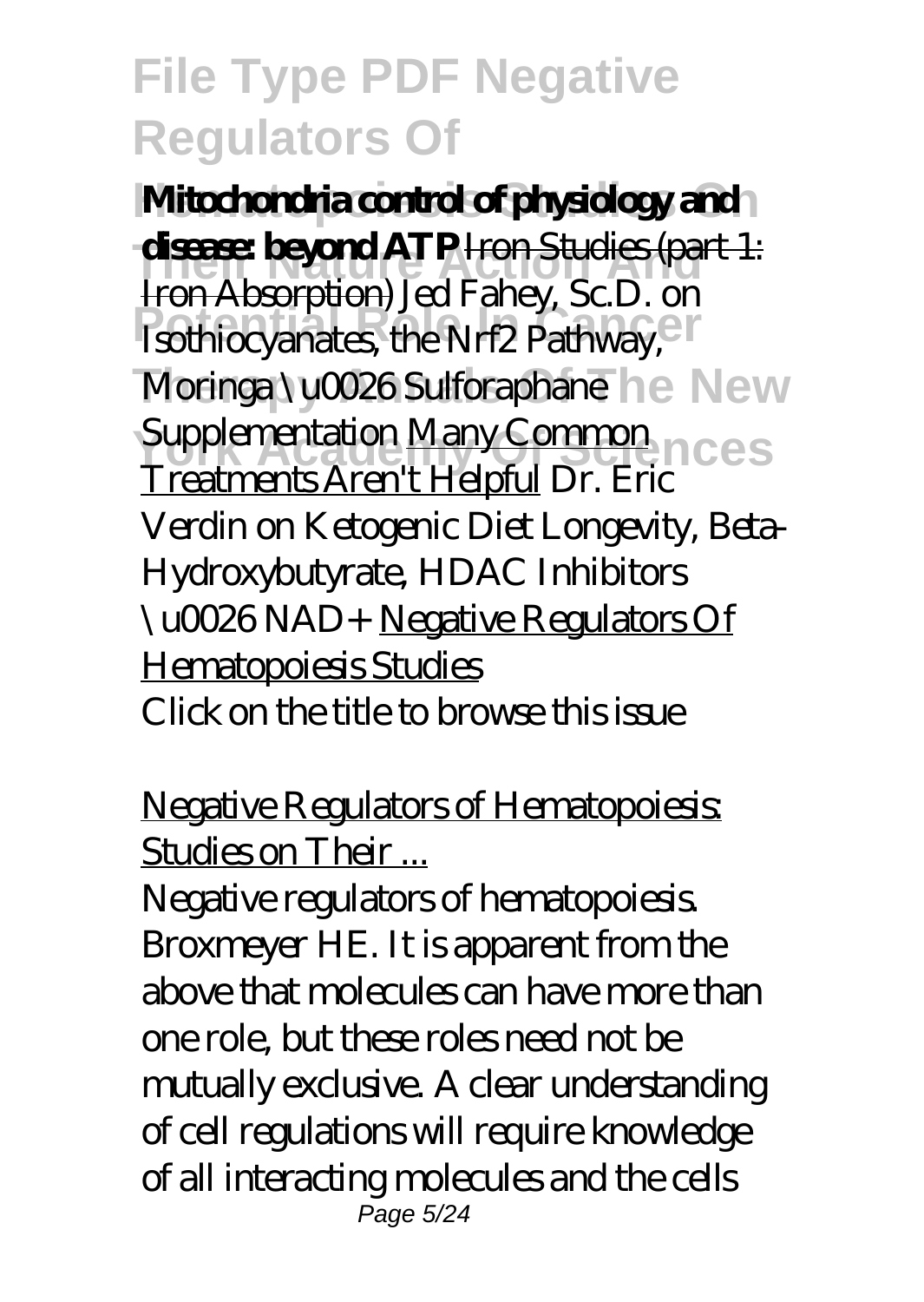**Mitochondria control of physiology and disease: beyond ATP** Iron Studies (part 1: Iron Absorption) *Jed Fahey, Sc.D. on Isothiocyanates, the Nrf2 Pathway, Moringa \u0026 Sulforaphane Supplementation* Many Common Treatments Aren't Helpful *Dr. Eric Verdin on Ketogenic Diet Longevity, Beta-Hydroxybutyrate, HDAC Inhibitors \u0026 NAD+* Negative Regulators Of Hematopoiesis Studies

Click on the title to browse this issue

Negative Regulators of Hematopoiesis: Studies on Their ...

Negative regulators of hematopoiesis. Broxmeyer HE. It is apparent from the above that molecules can have more than one role, but these roles need not be mutually exclusive. A clear understanding of cell regulations will require knowledge of all interacting molecules and the cells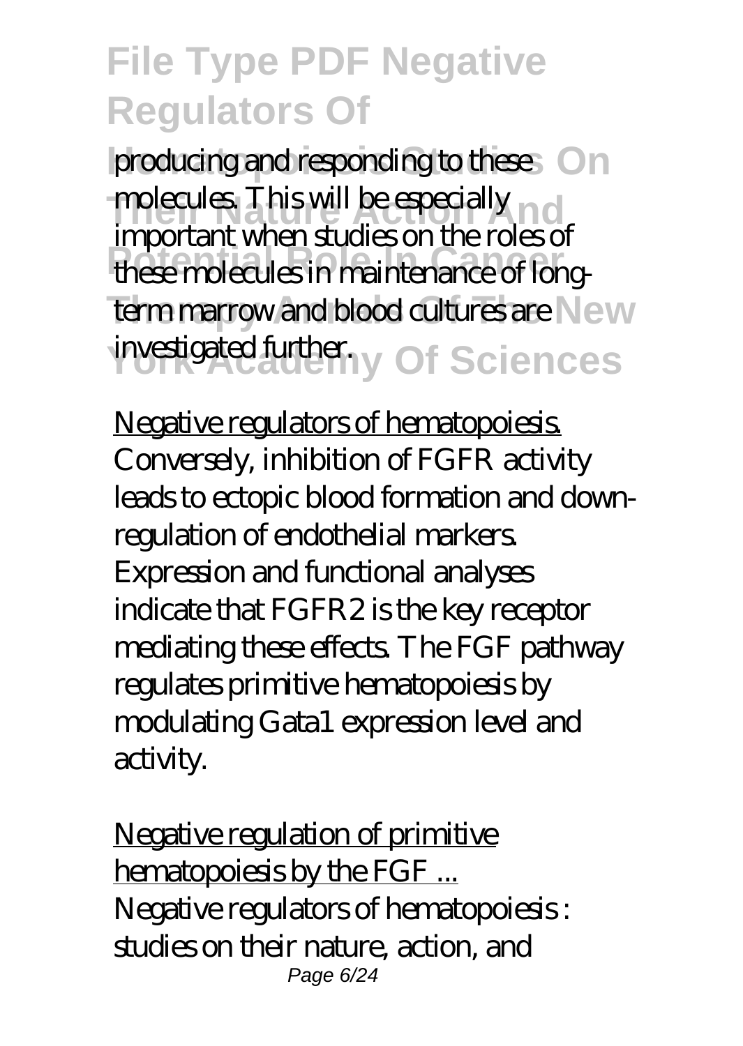producing and responding to these molecules. This will be especially important when studies on the roles of these molecules in maintenance of long-term marrow and blood cultures are investigated further.

Negative regulators of hematopoiesis.

Conversely, inhibition of FGFR activity leads to ectopic blood formation and down-regulation of endothelial markers. Expression and functional analyses indicate that FGFR2 is the key receptor mediating these effects. The FGF pathway regulates primitive hematopoiesis by modulating Gata1 expression level and activity.

Negative regulation of primitive hematopoiesis by the FGF ...

Negative regulators of hematopoiesis : studies on their nature, action, and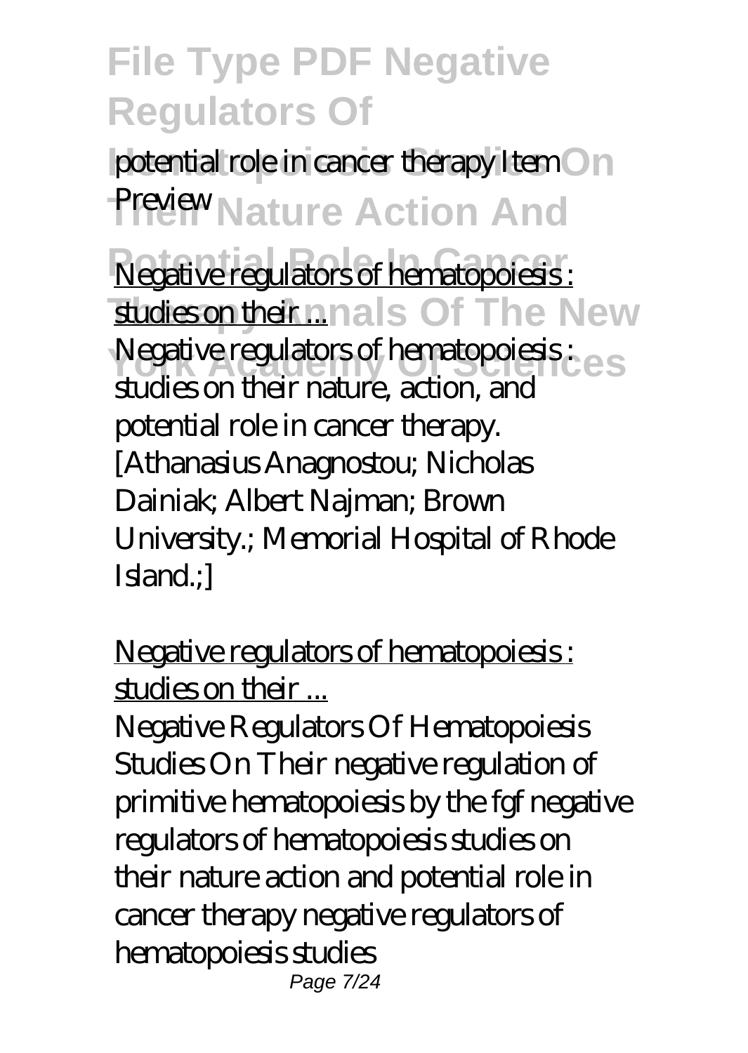potential role in cancer therapy Item Preview

Negative regulators of hematopoiesis : studies on their ...

Negative regulators of hematopoiesis : studies on their nature, action, and potential role in cancer therapy. [Athanasius Anagnostou; Nicholas Dainiak; Albert Najman; Brown University.; Memorial Hospital of Rhode Island.;]

Negative regulators of hematopoiesis : studies on their ...

Negative Regulators Of Hematopoiesis Studies On Their negative regulation of primitive hematopoiesis by the fgf negative regulators of hematopoiesis studies on their nature action and potential role in cancer therapy negative regulators of hematopoiesis studies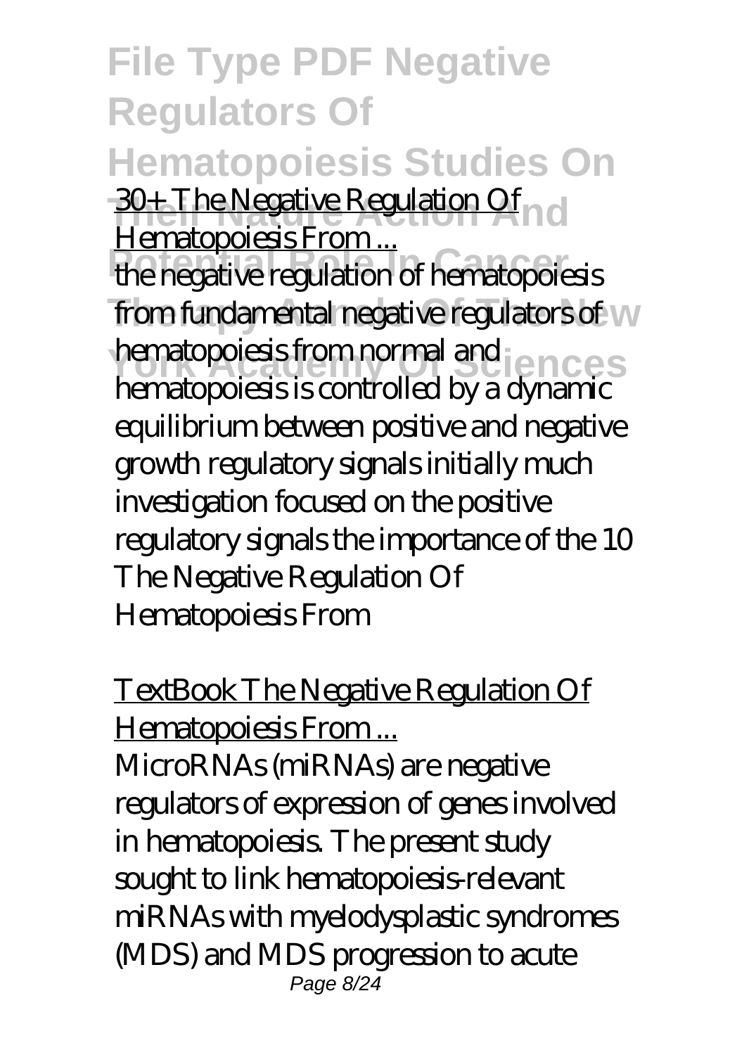30+ The Negative Regulation Of Hematopoiesis From ...

the negative regulation of hematopoiesis from fundamental negative regulators of hematopoiesis from normal and hematopoiesis is controlled by a dynamic equilibrium between positive and negative growth regulatory signals initially much investigation focused on the positive regulatory signals the importance of the 10 The Negative Regulation Of Hematopoiesis From

TextBook The Negative Regulation Of Hematopoiesis From ...

MicroRNAs (miRNAs) are negative regulators of expression of genes involved in hematopoiesis. The present study sought to link hematopoiesis-relevant miRNAs with myelodysplastic syndromes (MDS) and MDS progression to acute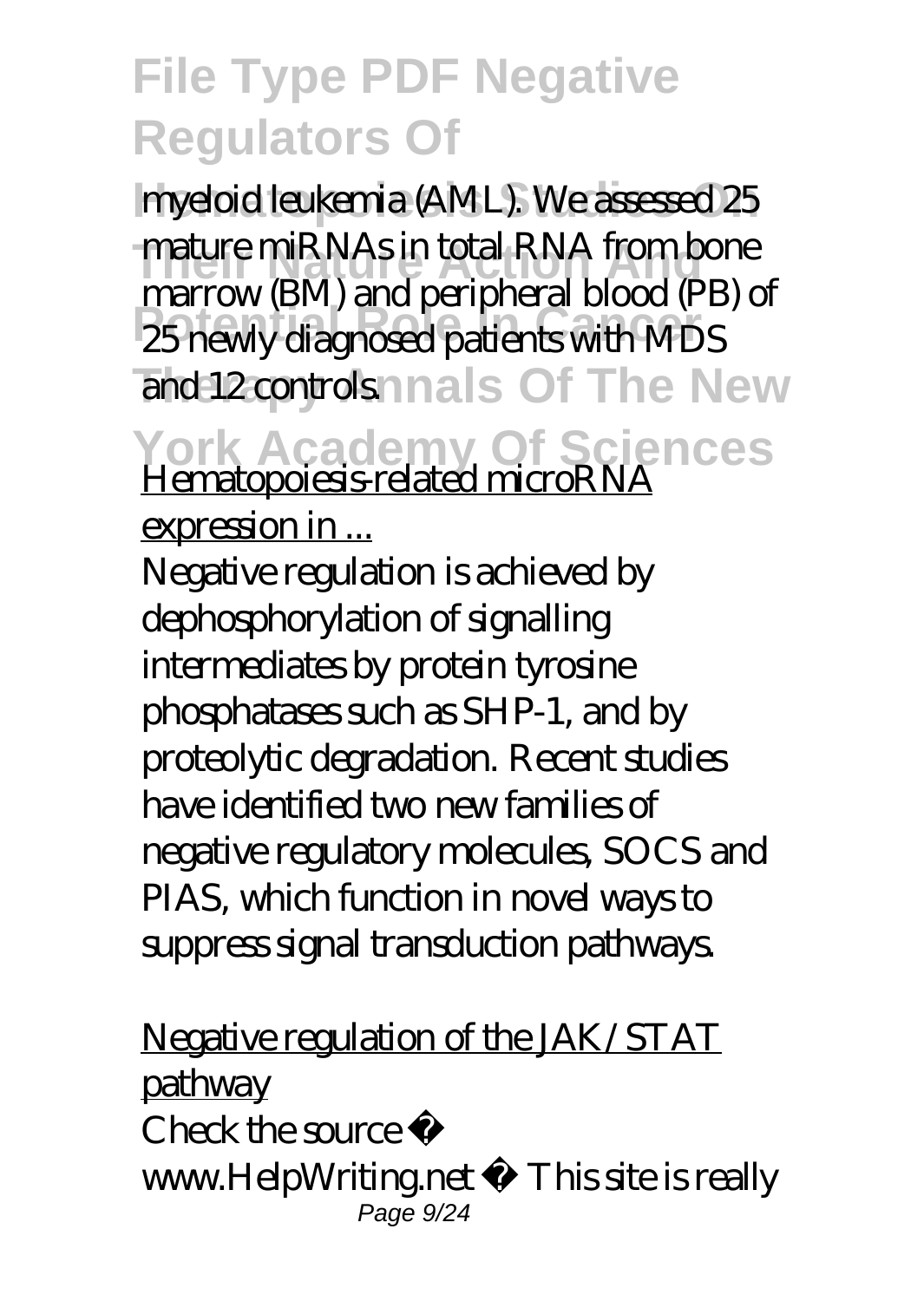myeloid leukemia (AML). We assessed 25 mature miRNAs in total RNA from bone marrow (BM) and peripheral blood (PB) of 25 newly diagnosed patients with MDS and 12 controls.

Hematopoiesis-related microRNA expression in ...

Negative regulation is achieved by dephosphorylation of signalling intermediates by protein tyrosine phosphatases such as SHP-1, and by proteolytic degradation. Recent studies have identified two new families of negative regulatory molecules, SOCS and PIAS, which function in novel ways to suppress signal transduction pathways.

Negative regulation of the JAK/STAT pathway

Check the source ⇒ www.HelpWriting.net ⇐ This site is really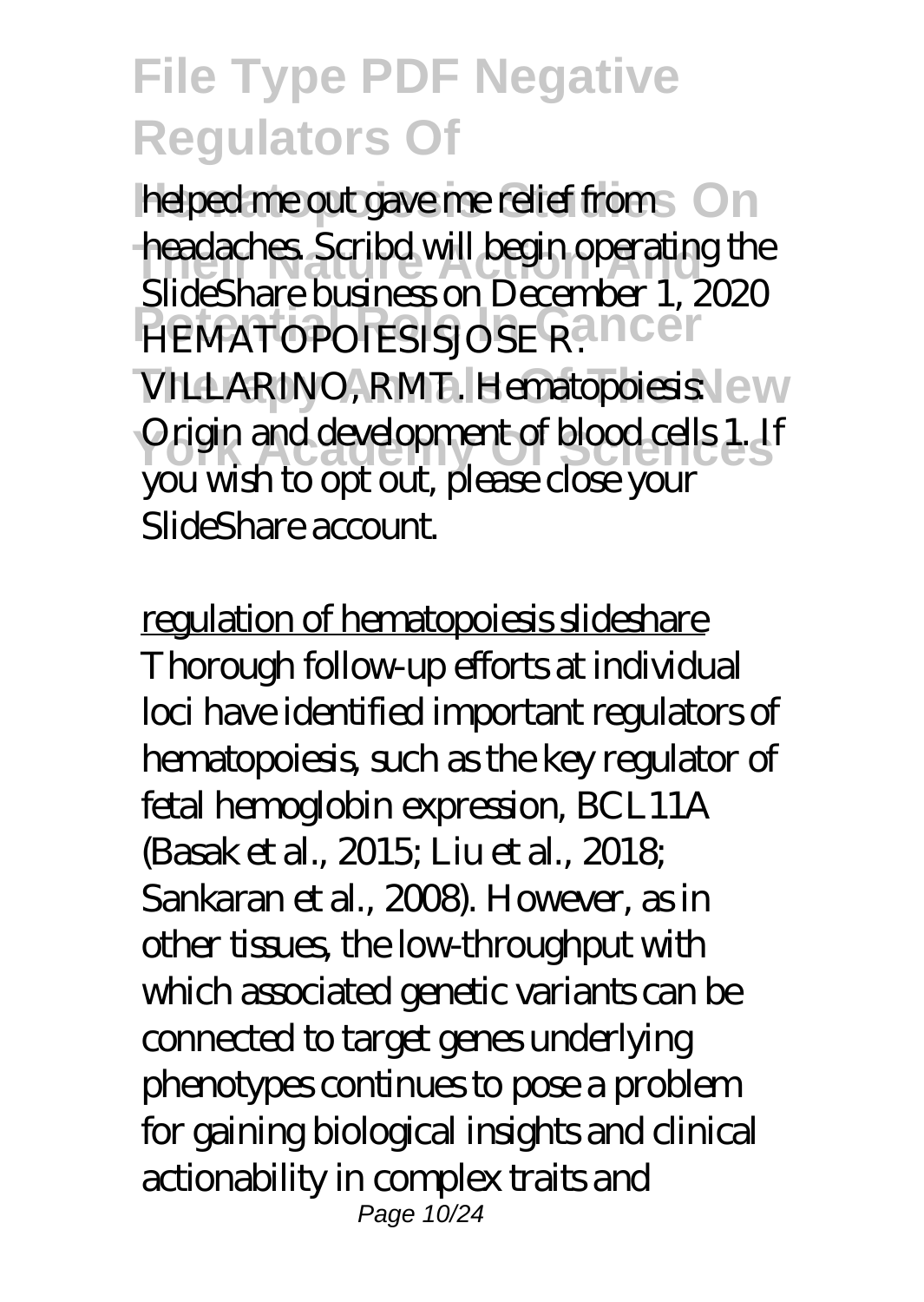helped me out gave me relief from headaches. Scribd will begin operating the SlideShare business on December 1, 2020 HEMATOPOIESISJOSE R. VILLARINO, RMT. Hematopoiesis: Origin and development of blood cells 1. If you wish to opt out, please close your SlideShare account.

regulation of hematopoiesis slideshare

Thorough follow-up efforts at individual loci have identified important regulators of hematopoiesis, such as the key regulator of fetal hemoglobin expression, BCL11A (Basak et al., 2015; Liu et al., 2018; Sankaran et al., 2008). However, as in other tissues, the low-throughput with which associated genetic variants can be connected to target genes underlying phenotypes continues to pose a problem for gaining biological insights and clinical actionability in complex traits and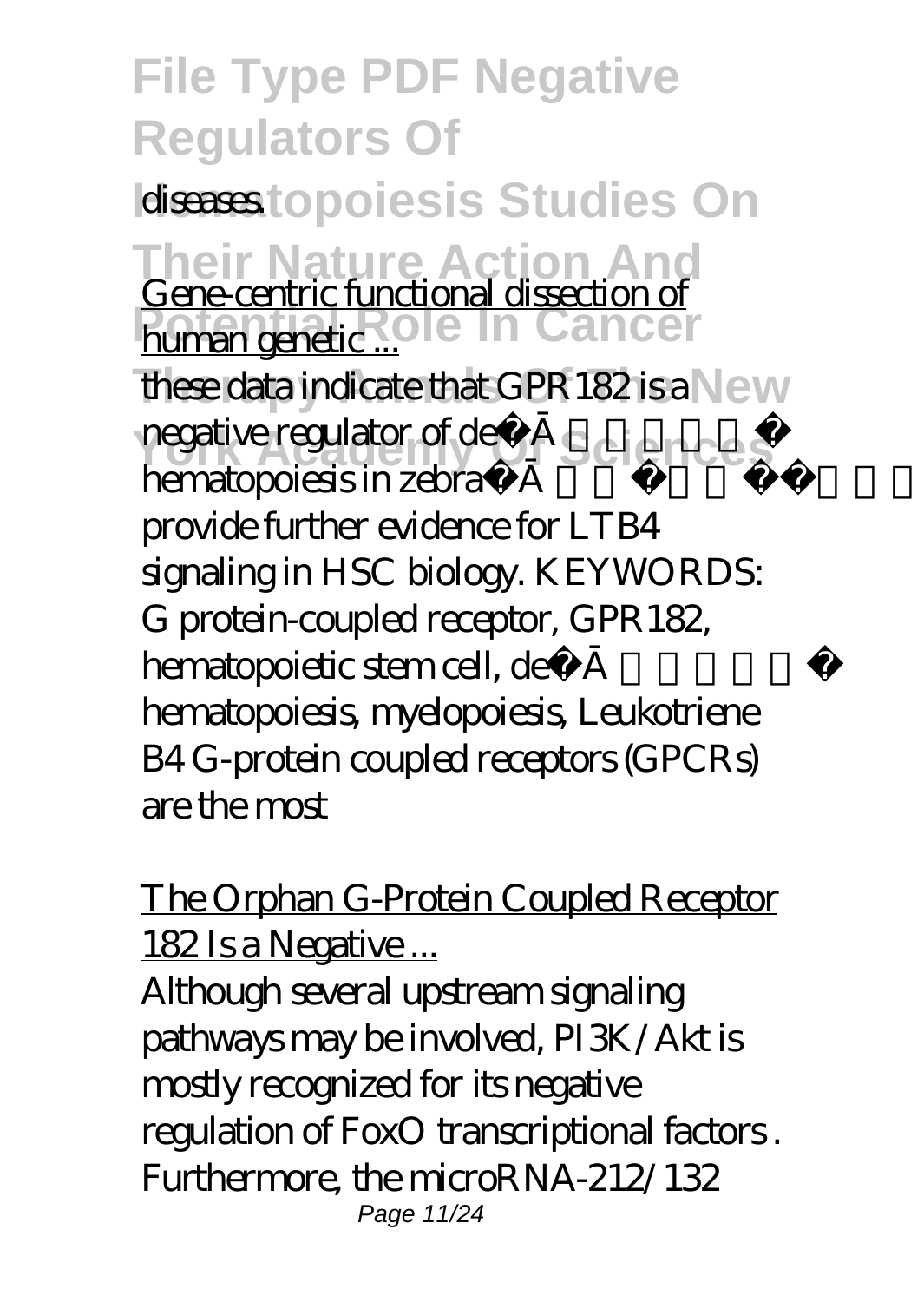diseases.

Gene-centric functional dissection of human genetic ...

these data indicate that GPR182 is a negative regulator of deﬁnitive hematopoiesis in zebraﬁsh and mice, and provide further evidence for LTB4 signaling in HSC biology. KEYWORDS: G protein-coupled receptor, GPR182, hematopoietic stem cell, deﬁnitive hematopoiesis, myelopoiesis, Leukotriene B4 G-protein coupled receptors (GPCRs) are the most

The Orphan G-Protein Coupled Receptor 182 Is a Negative ...

Although several upstream signaling pathways may be involved, PI3K/Akt is mostly recognized for its negative regulation of FoxO transcriptional factors . Furthermore, the microRNA-212/132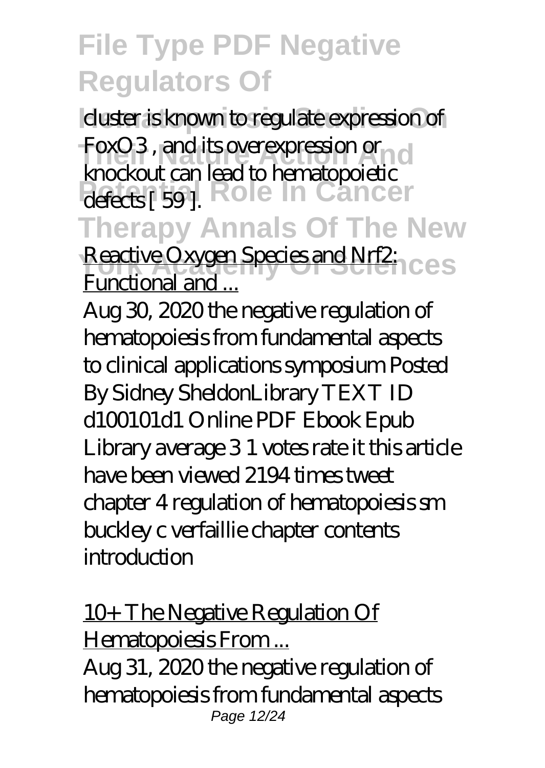cluster is known to regulate expression of FoxO3 , and its overexpression or knockout can lead to hematopoietic defects [ 59 ].

Reactive Oxygen Species and Nrf2: Functional and ...

Aug 30, 2020 the negative regulation of hematopoiesis from fundamental aspects to clinical applications symposium Posted By Sidney SheldonLibrary TEXT ID d100101d1 Online PDF Ebook Epub Library average 3 1 votes rate it this article have been viewed 2194 times tweet chapter 4 regulation of hematopoiesis sm buckley c verfaillie chapter contents introduction

10+ The Negative Regulation Of Hematopoiesis From ...

Aug 31, 2020 the negative regulation of hematopoiesis from fundamental aspects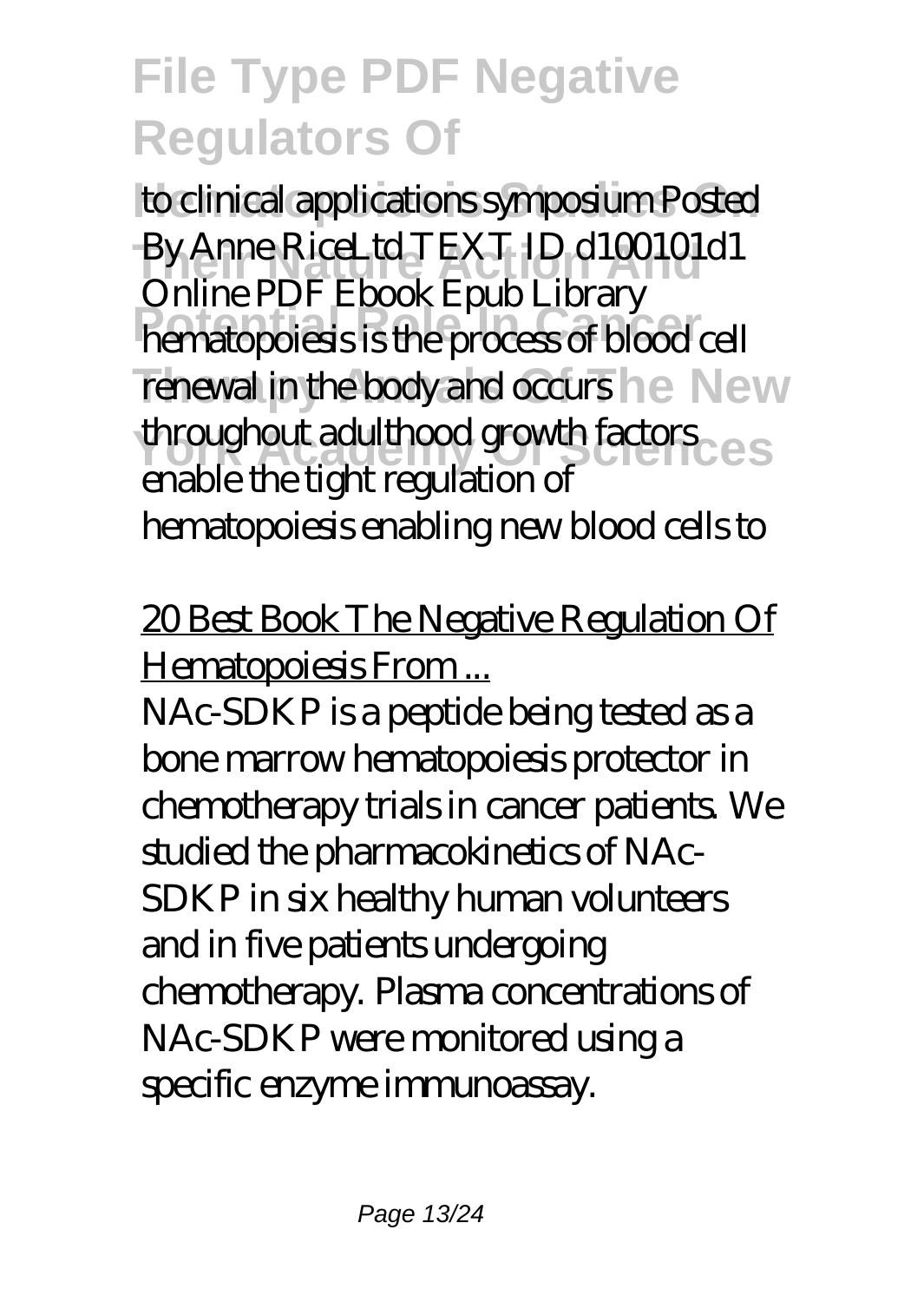to clinical applications symposium Posted By Anne RiceLtd TEXT ID d100101d1 Online PDF Ebook Epub Library hematopoiesis is the process of blood cell renewal in the body and occurs throughout adulthood growth factors enable the tight regulation of hematopoiesis enabling new blood cells to

20 Best Book The Negative Regulation Of Hematopoiesis From ...

NAc-SDKP is a peptide being tested as a bone marrow hematopoiesis protector in chemotherapy trials in cancer patients. We studied the pharmacokinetics of NAc-SDKP in six healthy human volunteers and in five patients undergoing chemotherapy. Plasma concentrations of NAc-SDKP were monitored using a specific enzyme immunoassay.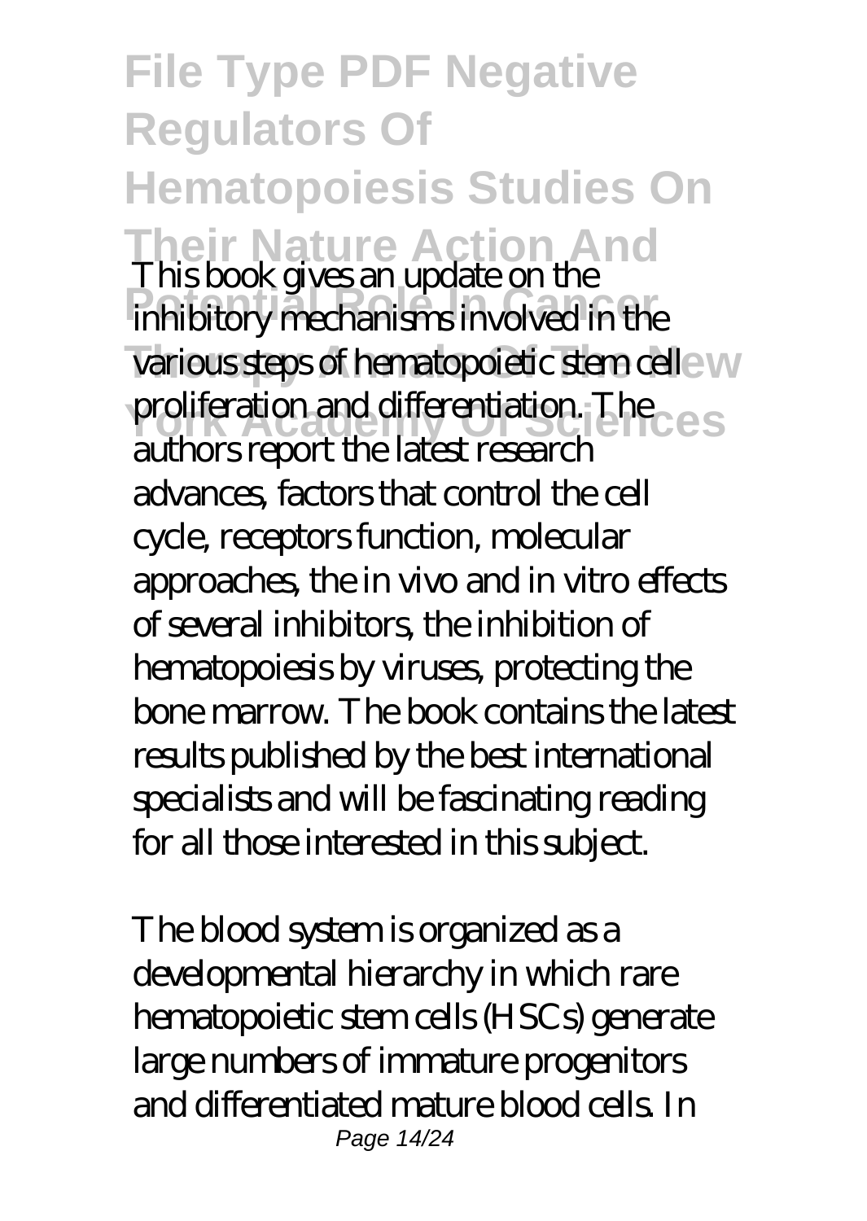This book gives an update on the inhibitory mechanisms involved in the various steps of hematopoietic stem cell proliferation and differentiation. The authors report the latest research advances, factors that control the cell cycle, receptors function, molecular approaches, the in vivo and in vitro effects of several inhibitors, the inhibition of hematopoiesis by viruses, protecting the bone marrow. The book contains the latest results published by the best international specialists and will be fascinating reading for all those interested in this subject.

The blood system is organized as a developmental hierarchy in which rare hematopoietic stem cells (HSCs) generate large numbers of immature progenitors and differentiated mature blood cells. In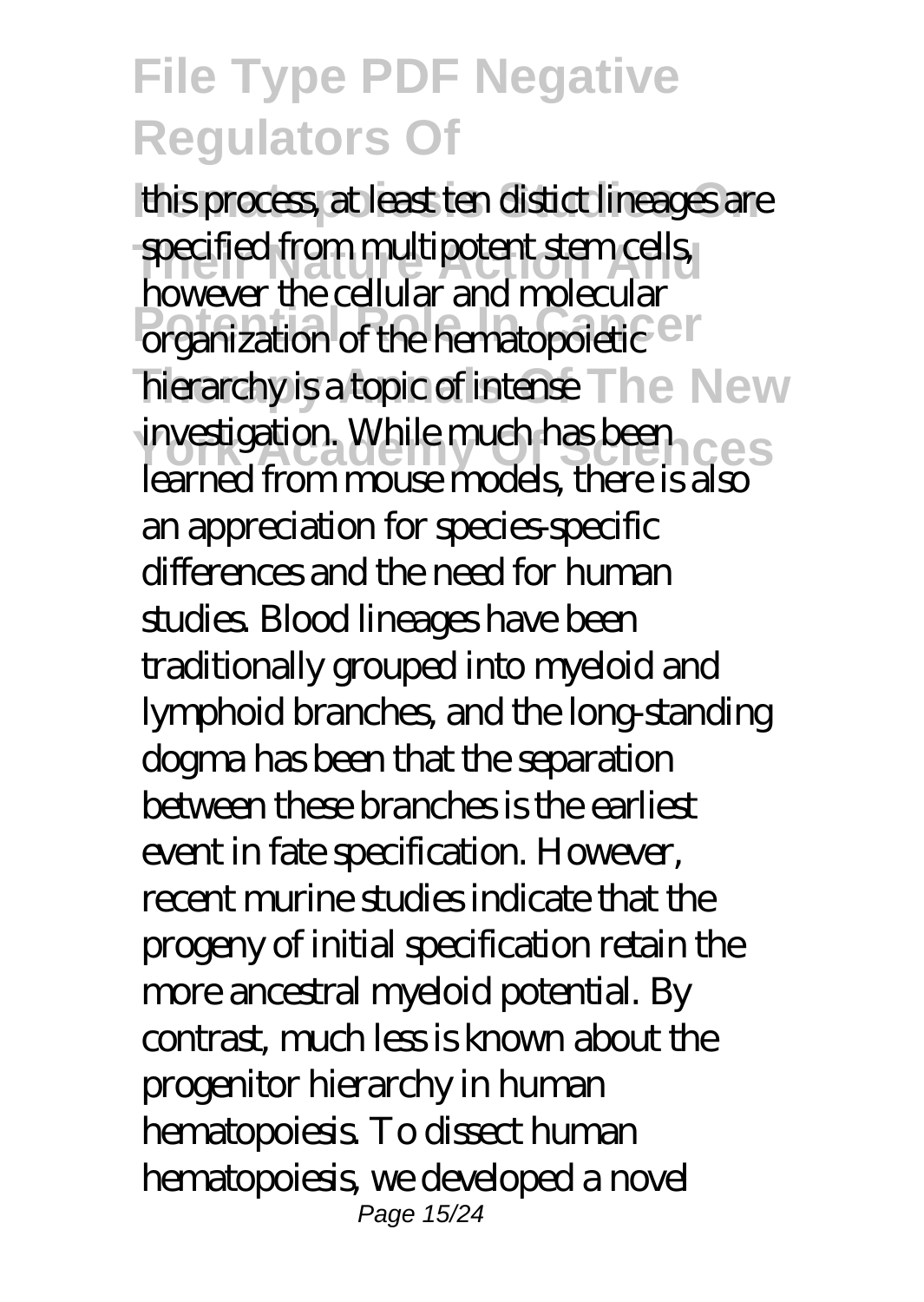this process, at least ten distict lineages are specified from multipotent stem cells, however the cellular and molecular organization of the hematopoietic hierarchy is a topic of intense investigation. While much has been learned from mouse models, there is also an appreciation for species-specific differences and the need for human studies. Blood lineages have been traditionally grouped into myeloid and lymphoid branches, and the long-standing dogma has been that the separation between these branches is the earliest event in fate specification. However, recent murine studies indicate that the progeny of initial specification retain the more ancestral myeloid potential. By contrast, much less is known about the progenitor hierarchy in human hematopoiesis. To dissect human hematopoiesis, we developed a novel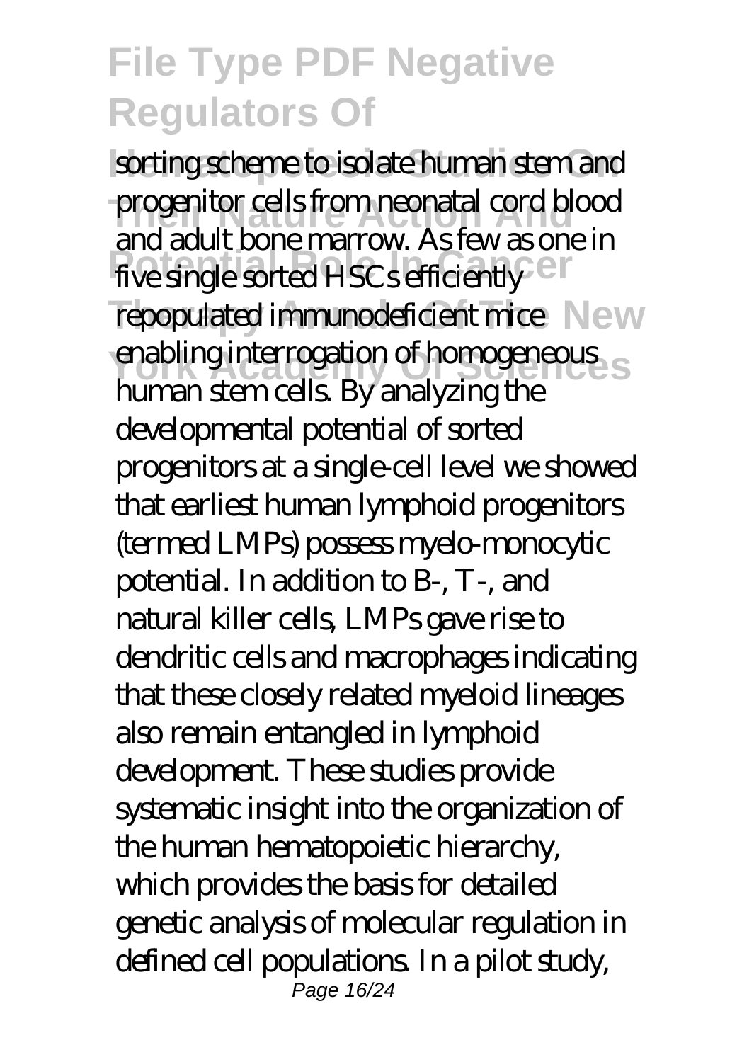sorting scheme to isolate human stem and progenitor cells from neonatal cord blood and adult bone marrow. As few as one in five single sorted HSCs efficiently repopulated immunodeficient mice enabling interrogation of homogeneous human stem cells. By analyzing the developmental potential of sorted progenitors at a single-cell level we showed that earliest human lymphoid progenitors (termed LMPs) possess myelo-monocytic potential. In addition to B-, T-, and natural killer cells, LMPs gave rise to dendritic cells and macrophages indicating that these closely related myeloid lineages also remain entangled in lymphoid development. These studies provide systematic insight into the organization of the human hematopoietic hierarchy, which provides the basis for detailed genetic analysis of molecular regulation in defined cell populations. In a pilot study,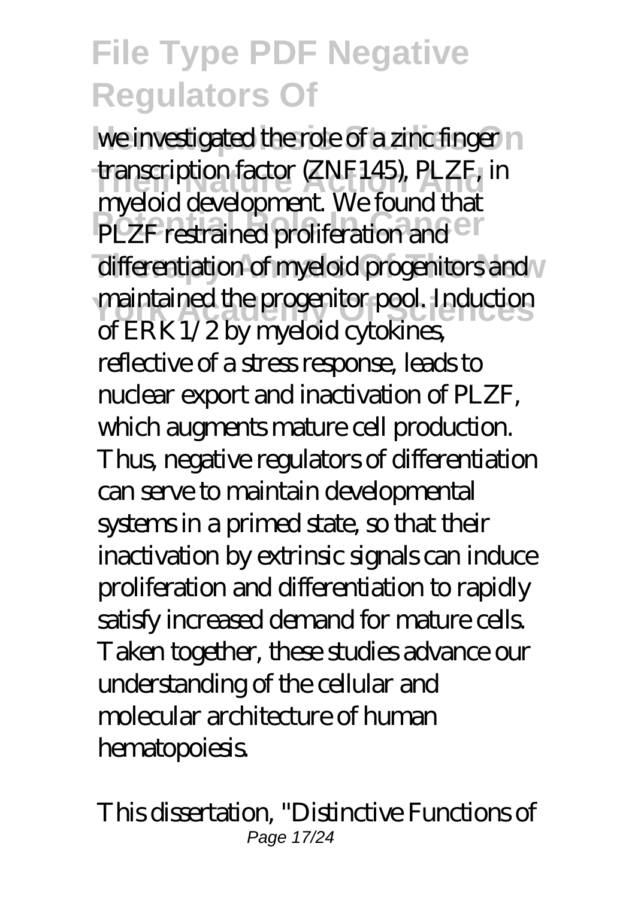we investigated the role of a zinc finger transcription factor (ZNF145), PLZF, in myeloid development. We found that PLZF restrained proliferation and differentiation of myeloid progenitors and maintained the progenitor pool. Induction of ERK1/2 by myeloid cytokines, reflective of a stress response, leads to nuclear export and inactivation of PLZF, which augments mature cell production. Thus, negative regulators of differentiation can serve to maintain developmental systems in a primed state, so that their inactivation by extrinsic signals can induce proliferation and differentiation to rapidly satisfy increased demand for mature cells. Taken together, these studies advance our understanding of the cellular and molecular architecture of human hematopoiesis.

This dissertation, "Distinctive Functions of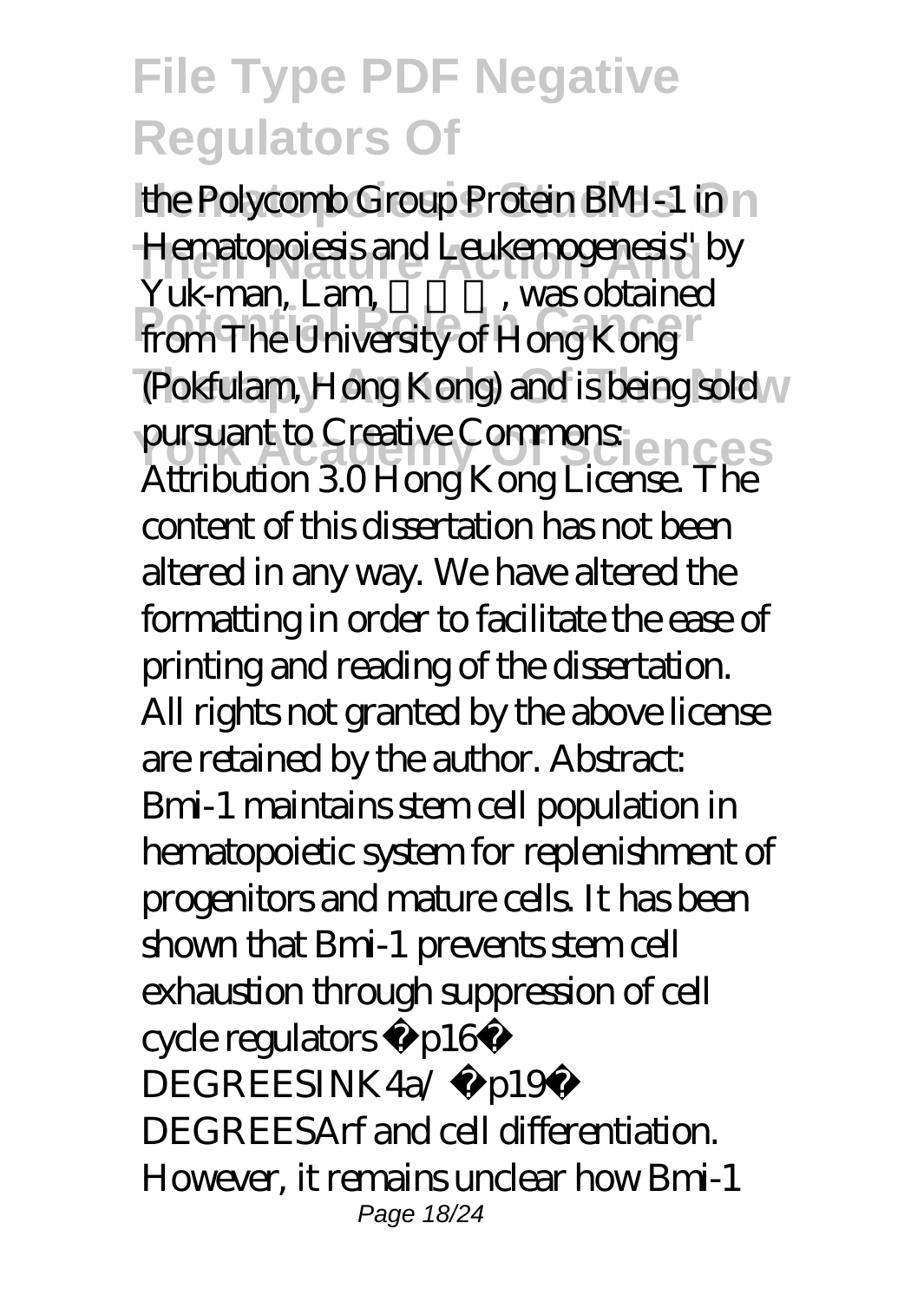the Polycomb Group Protein BMI-1 in Hematopoiesis and Leukemogenesis" by Yuk-man, Lam, 林育文, was obtained from The University of Hong Kong (Pokfulam, Hong Kong) and is being sold pursuant to Creative Commons: Attribution 3.0 Hong Kong License. The content of this dissertation has not been altered in any way. We have altered the formatting in order to facilitate the ease of printing and reading of the dissertation. All rights not granted by the above license are retained by the author. Abstract: Bmi-1 maintains stem cell population in hematopoietic system for replenishment of progenitors and mature cells. It has been shown that Bmi-1 prevents stem cell exhaustion through suppression of cell cycle regulators � p16� DEGREESINK4a/ � p19� DEGREESArf and cell differentiation. However, it remains unclear how Bmi-1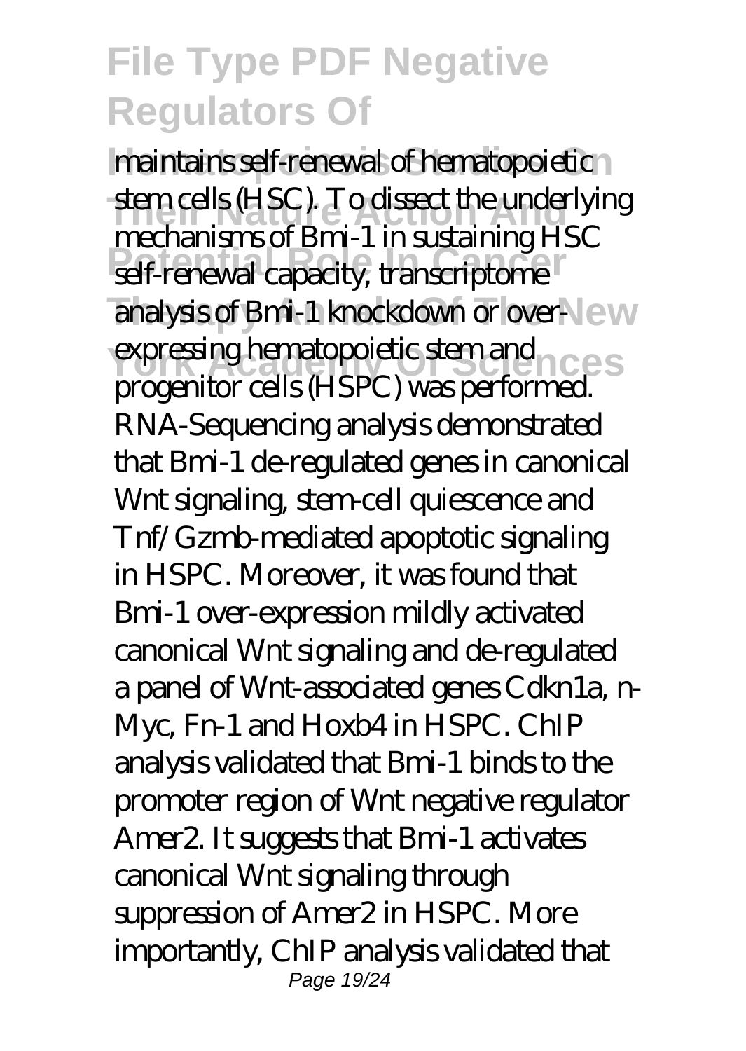maintains self-renewal of hematopoietic stem cells (HSC). To dissect the underlying mechanisms of Bmi-1 in sustaining HSC self-renewal capacity, transcriptome analysis of Bmi-1 knockdown or over-expressing hematopoietic stem and progenitor cells (HSPC) was performed. RNA-Sequencing analysis demonstrated that Bmi-1 de-regulated genes in canonical Wnt signaling, stem-cell quiescence and Tnf/Gzmb-mediated apoptotic signaling in HSPC. Moreover, it was found that Bmi-1 over-expression mildly activated canonical Wnt signaling and de-regulated a panel of Wnt-associated genes Cdkn1a, n-Myc, Fn-1 and Hoxb4 in HSPC. ChIP analysis validated that Bmi-1 binds to the promoter region of Wnt negative regulator Amer2. It suggests that Bmi-1 activates canonical Wnt signaling through suppression of Amer2 in HSPC. More importantly, ChIP analysis validated that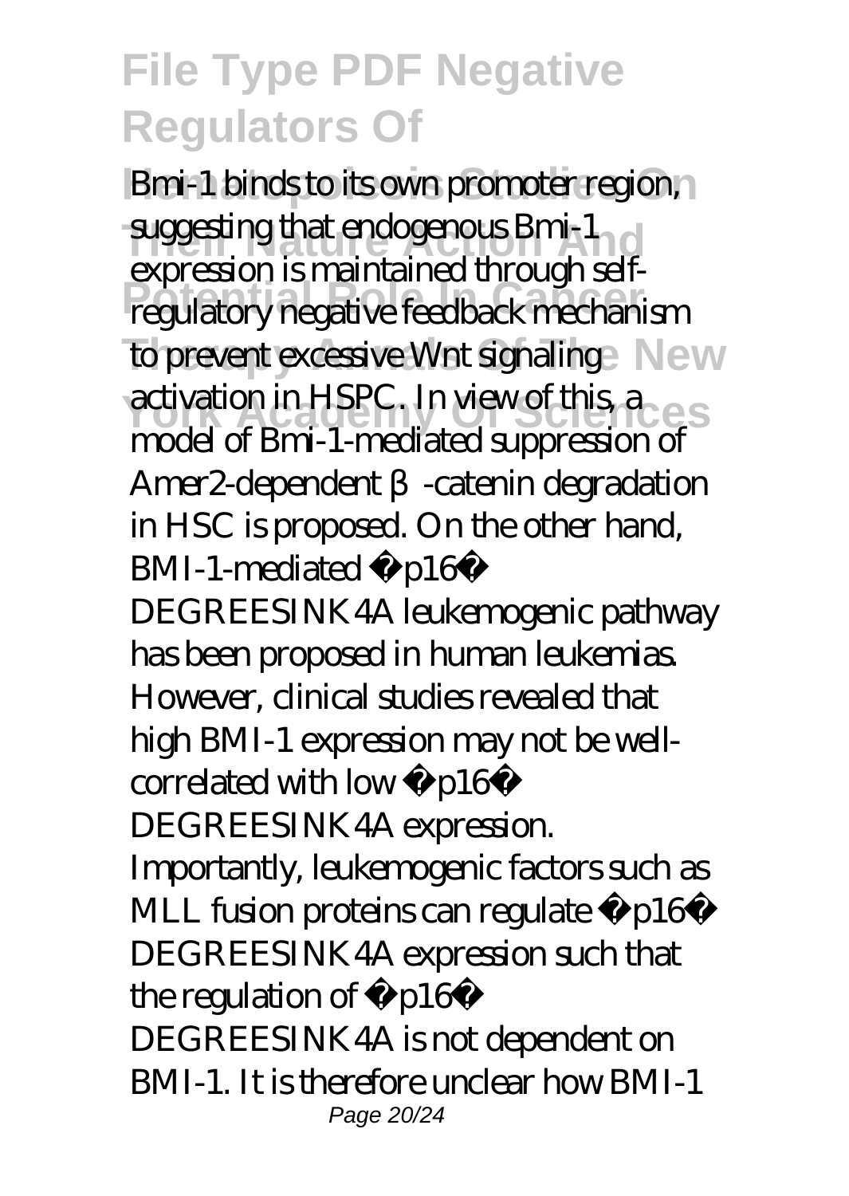Bmi-1 binds to its own promoter region, suggesting that endogenous Bmi-1 expression is maintained through self-regulatory negative feedback mechanism to prevent excessive Wnt signaling activation in HSPC. In view of this, a model of Bmi-1-mediated suppression of Amer2-dependent β-catenin degradation in HSC is proposed. On the other hand, BMI-1-mediated p16 DEGREESINK4A leukemogenic pathway has been proposed in human leukemias. However, clinical studies revealed that high BMI-1 expression may not be well-correlated with low p16 DEGREESINK4A expression. Importantly, leukemogenic factors such as MLL fusion proteins can regulate p16 DEGREESINK4A expression such that the regulation of p16 DEGREESINK4A is not dependent on BMI-1. It is therefore unclear how BMI-1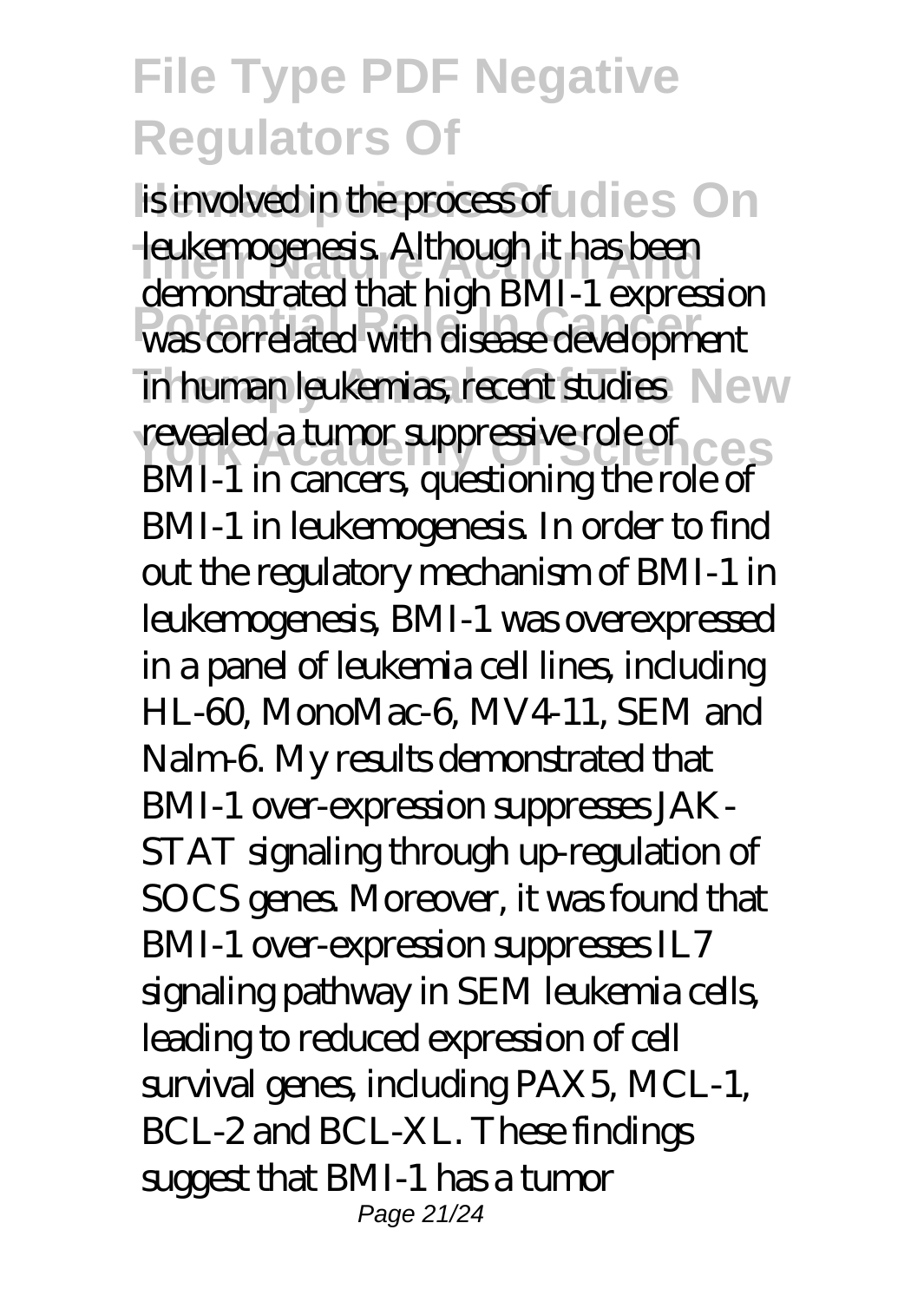is involved in the process of leukemogenesis. Although it has been demonstrated that high BMI-1 expression was correlated with disease development in human leukemias, recent studies revealed a tumor suppressive role of BMI-1 in cancers, questioning the role of BMI-1 in leukemogenesis. In order to find out the regulatory mechanism of BMI-1 in leukemogenesis, BMI-1 was overexpressed in a panel of leukemia cell lines, including HL-60, MonoMac-6, MV4-11, SEM and Nalm-6. My results demonstrated that BMI-1 over-expression suppresses JAK-STAT signaling through up-regulation of SOCS genes. Moreover, it was found that BMI-1 over-expression suppresses IL7 signaling pathway in SEM leukemia cells, leading to reduced expression of cell survival genes, including PAX5, MCL-1, BCL-2 and BCL-XL. These findings suggest that BMI-1 has a tumor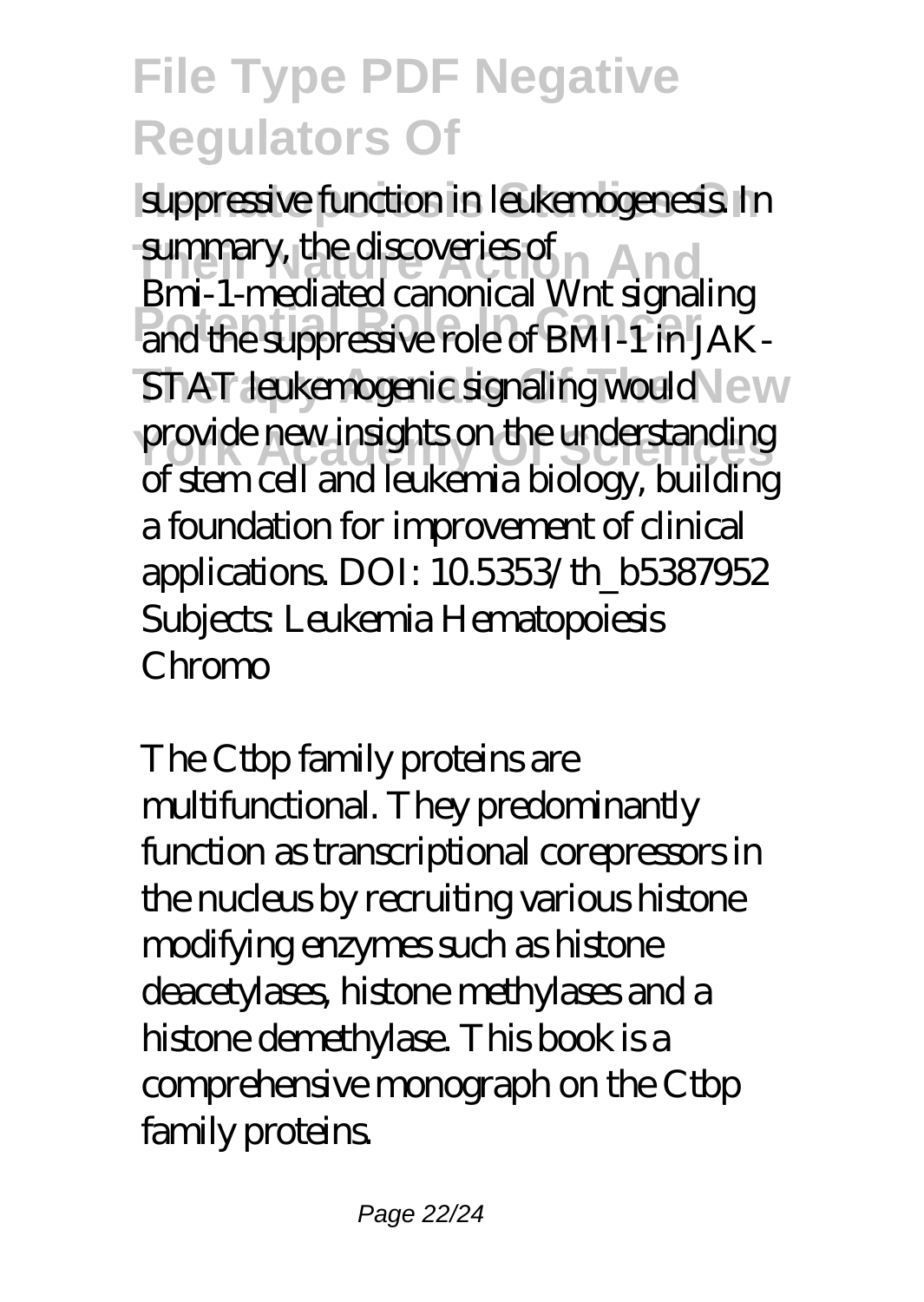suppressive function in leukemogenesis. In summary, the discoveries of Bmi-1-mediated canonical Wnt signaling and the suppressive role of BMI-1 in JAK-STAT leukemogenic signaling would provide new insights on the understanding of stem cell and leukemia biology, building a foundation for improvement of clinical applications. DOI: 10.5353/th_b5387952 Subjects: Leukemia Hematopoiesis Chromo

The Ctbp family proteins are multifunctional. They predominantly function as transcriptional corepressors in the nucleus by recruiting various histone modifying enzymes such as histone deacetylases, histone methylases and a histone demethylase. This book is a comprehensive monograph on the Ctbp family proteins.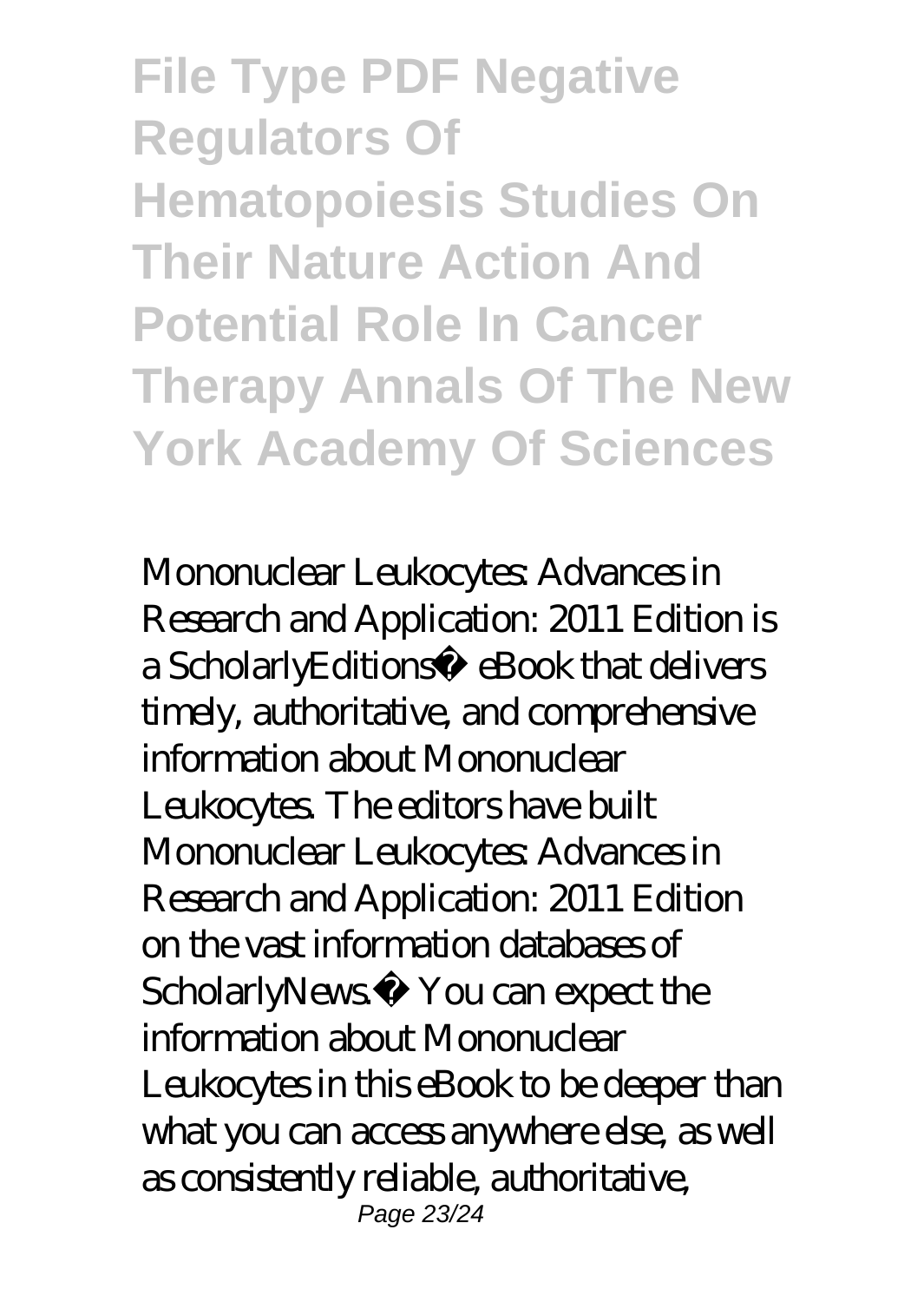Mononuclear Leukocytes: Advances in Research and Application: 2011 Edition is a ScholarlyEditions™ eBook that delivers timely, authoritative, and comprehensive information about Mononuclear Leukocytes. The editors have built Mononuclear Leukocytes: Advances in Research and Application: 2011 Edition on the vast information databases of ScholarlyNews.™ You can expect the information about Mononuclear Leukocytes in this eBook to be deeper than what you can access anywhere else, as well as consistently reliable, authoritative,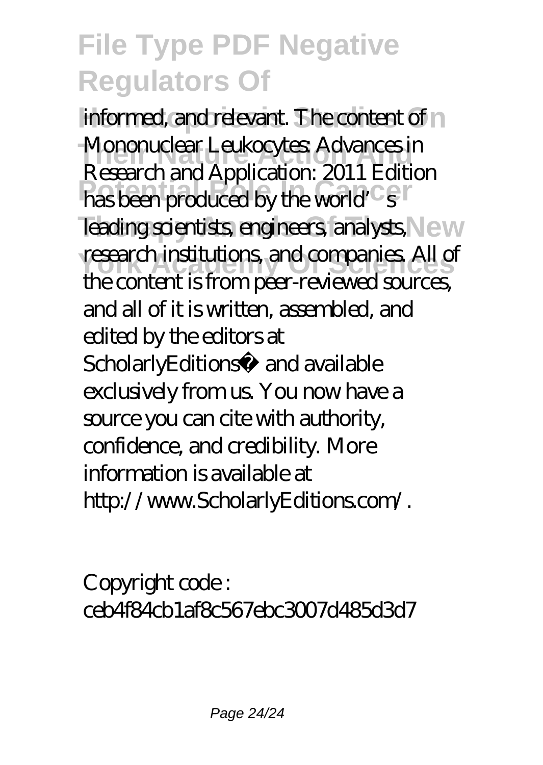informed, and relevant. The content of Mononuclear Leukocytes: Advances in Research and Application: 2011 Edition has been produced by the world's leading scientists, engineers, analysts, research institutions, and companies. All of the content is from peer-reviewed sources, and all of it is written, assembled, and edited by the editors at ScholarlyEditions™ and available exclusively from us. You now have a source you can cite with authority, confidence, and credibility. More information is available at http://www.ScholarlyEditions.com/.

Copyright code : ceb4f84cb1af8c567ebc3007d485d3d7